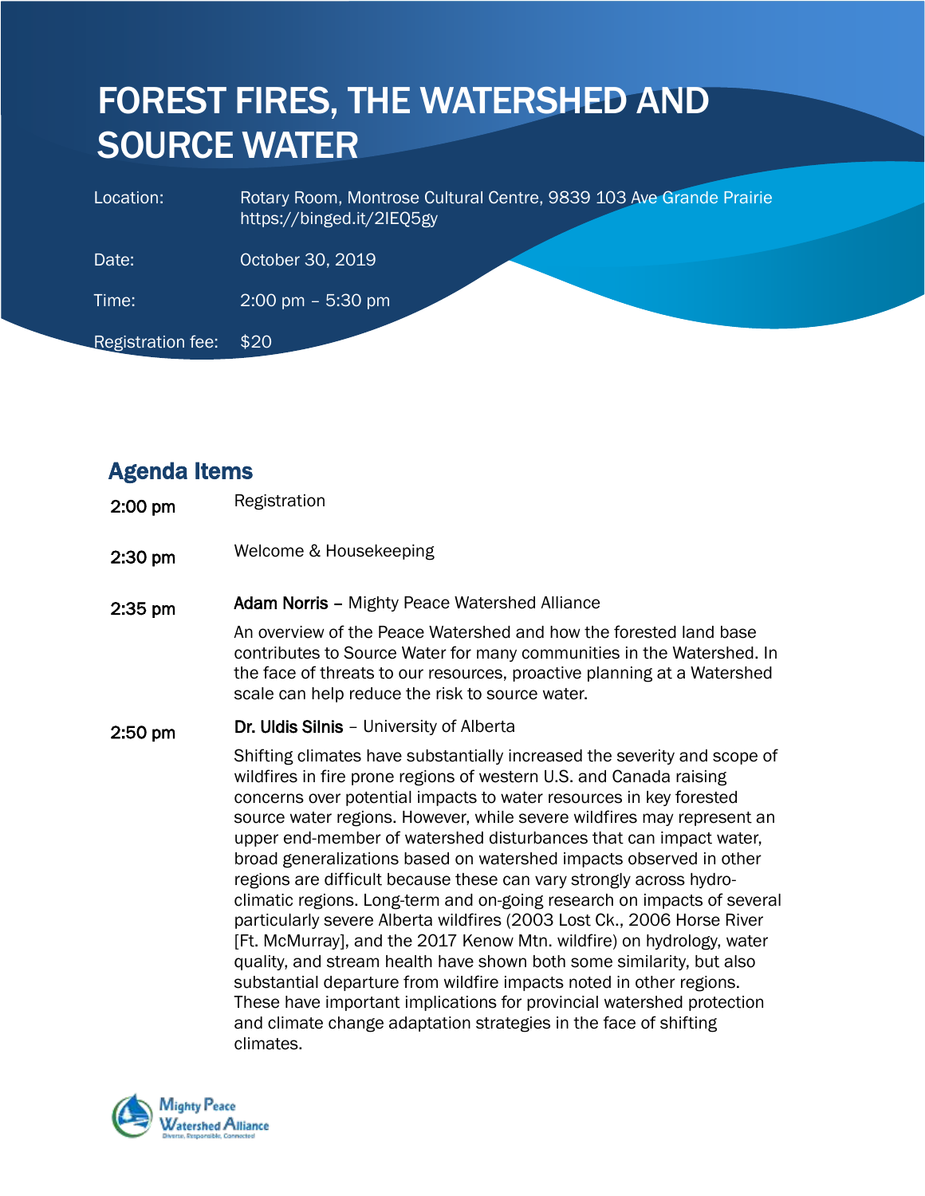# FOREST FIRES, THE WATERSHED AND SOURCE WATER

| | |
|---|---|
| Location: | Rotary Room, Montrose Cultural Centre, 9839 103 Ave Grande Prairie https://binged.it/2IEQ5gy |
| Date: | October 30, 2019 |
| Time: | 2:00 pm – 5:30 pm |
| Registration fee: | $20 |

## Agenda Items

**2:00 pm** Registration

**2:30 pm** Welcome & Housekeeping

**2:35 pm** **Adam Norris** – Mighty Peace Watershed Alliance

An overview of the Peace Watershed and how the forested land base contributes to Source Water for many communities in the Watershed. In the face of threats to our resources, proactive planning at a Watershed scale can help reduce the risk to source water.

**2:50 pm** **Dr. Uldis Silnis** – University of Alberta

Shifting climates have substantially increased the severity and scope of wildfires in fire prone regions of western U.S. and Canada raising concerns over potential impacts to water resources in key forested source water regions. However, while severe wildfires may represent an upper end-member of watershed disturbances that can impact water, broad generalizations based on watershed impacts observed in other regions are difficult because these can vary strongly across hydro-climatic regions. Long-term and on-going research on impacts of several particularly severe Alberta wildfires (2003 Lost Ck., 2006 Horse River [Ft. McMurray], and the 2017 Kenow Mtn. wildfire) on hydrology, water quality, and stream health have shown both some similarity, but also substantial departure from wildfire impacts noted in other regions. These have important implications for provincial watershed protection and climate change adaptation strategies in the face of shifting climates.

Mighty Peace Watershed Alliance
Diverse, Responsible, Connected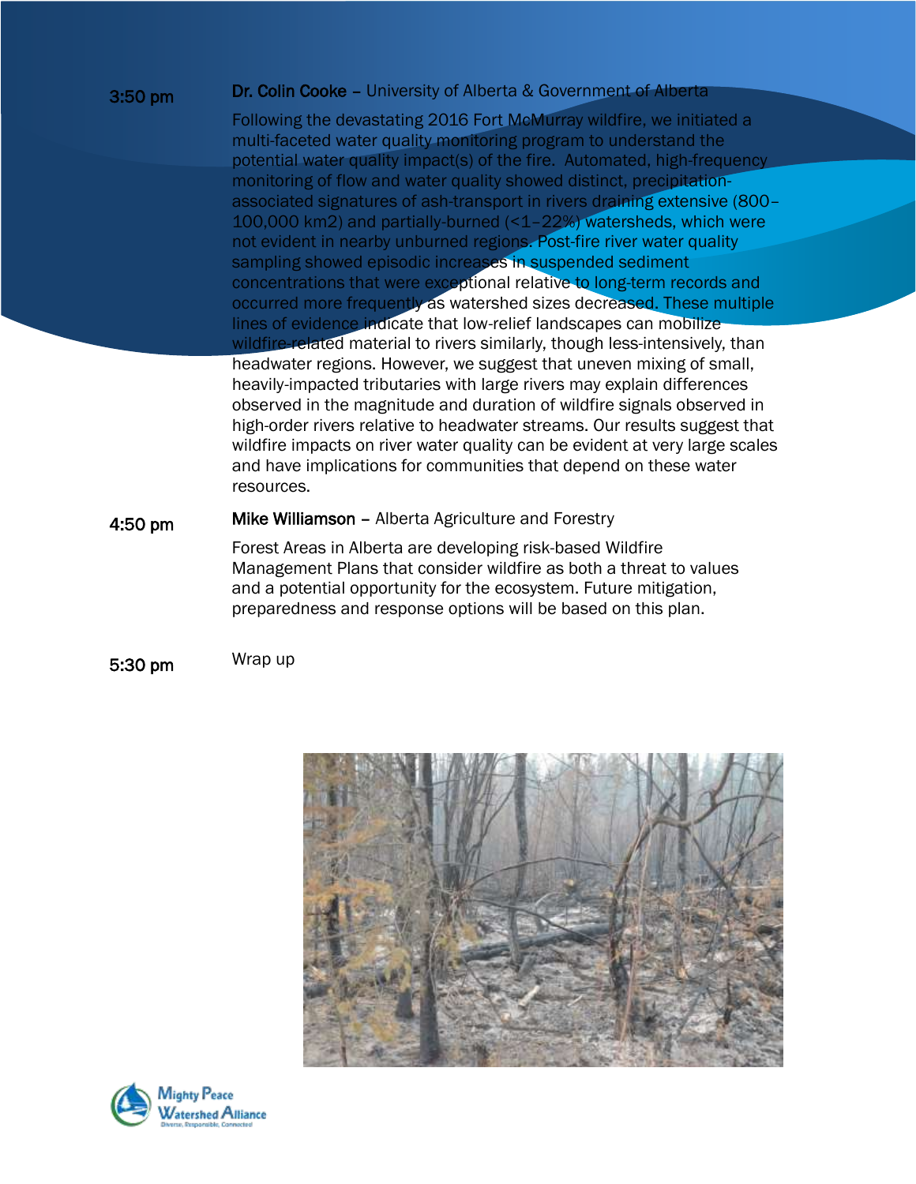3:50 pm **Dr. Colin Cooke** – University of Alberta & Government of Alberta

Following the devastating 2016 Fort McMurray wildfire, we initiated a multi-faceted water quality monitoring program to understand the potential water quality impact(s) of the fire. Automated, high-frequency monitoring of flow and water quality showed distinct, precipitation-associated signatures of ash-transport in rivers draining extensive (800–100,000 km2) and partially-burned (<1–22%) watersheds, which were not evident in nearby unburned regions. Post-fire river water quality sampling showed episodic increases in suspended sediment concentrations that were exceptional relative to long-term records and occurred more frequently as watershed sizes decreased. These multiple lines of evidence indicate that low-relief landscapes can mobilize wildfire-related material to rivers similarly, though less-intensively, than headwater regions. However, we suggest that uneven mixing of small, heavily-impacted tributaries with large rivers may explain differences observed in the magnitude and duration of wildfire signals observed in high-order rivers relative to headwater streams. Our results suggest that wildfire impacts on river water quality can be evident at very large scales and have implications for communities that depend on these water resources.

4:50 pm **Mike Williamson** – Alberta Agriculture and Forestry

Forest Areas in Alberta are developing risk-based Wildfire Management Plans that consider wildfire as both a threat to values and a potential opportunity for the ecosystem. Future mitigation, preparedness and response options will be based on this plan.

5:30 pm Wrap up

Mighty Peace Watershed Alliance
Diverse, Responsible, Connected